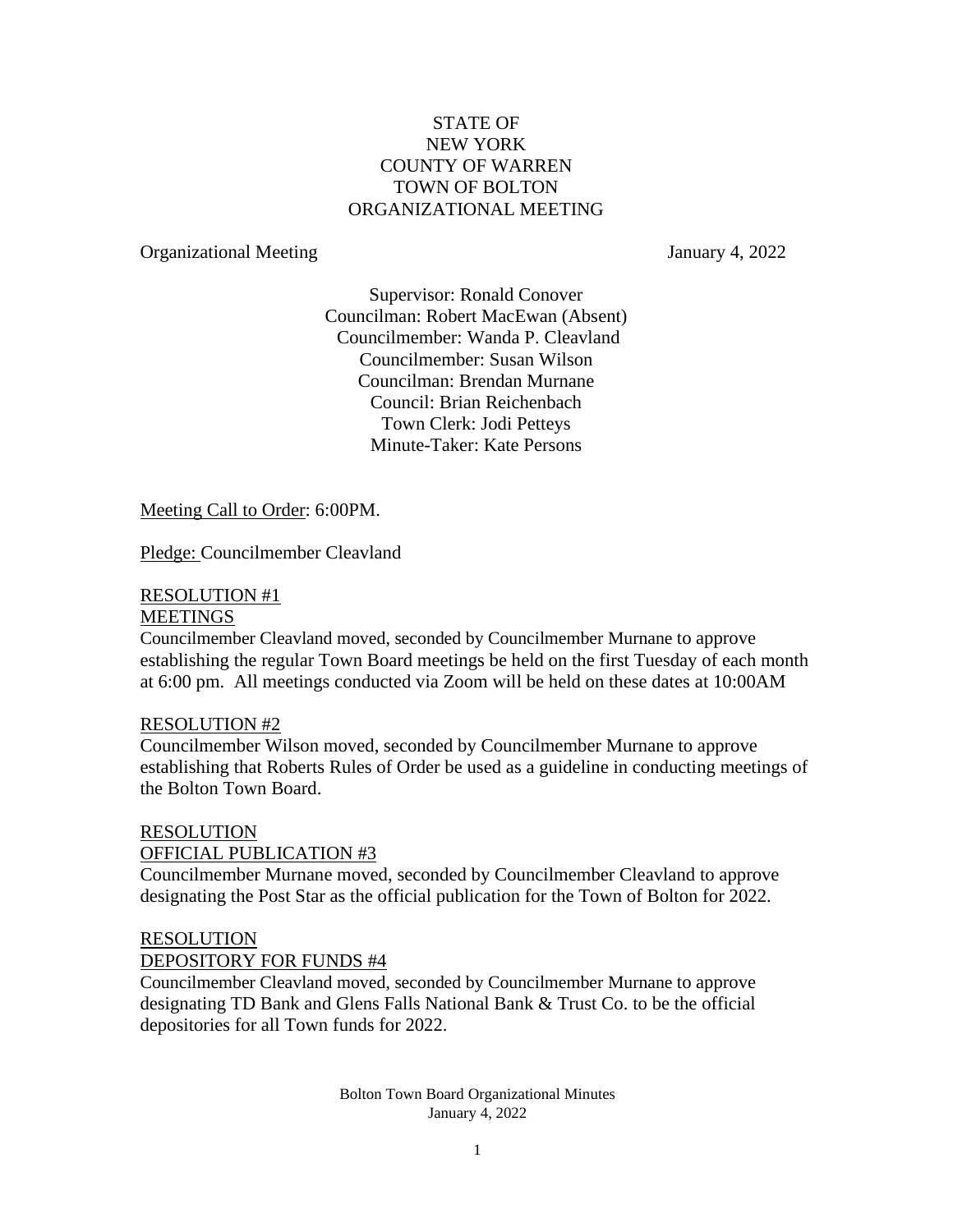STATE OF
NEW YORK
COUNTY OF WARREN
TOWN OF BOLTON
ORGANIZATIONAL MEETING

Organizational Meeting January 4, 2022

Supervisor: Ronald Conover
Councilman: Robert MacEwan (Absent)
Councilmember: Wanda P. Cleavland
Councilmember: Susan Wilson
Councilman: Brendan Murnane
Council: Brian Reichenbach
Town Clerk: Jodi Petteys
Minute-Taker: Kate Persons

Meeting Call to Order: 6:00PM.

Pledge: Councilmember Cleavland

RESOLUTION #1
MEETINGS
Councilmember Cleavland moved, seconded by Councilmember Murnane to approve establishing the regular Town Board meetings be held on the first Tuesday of each month at 6:00 pm. All meetings conducted via Zoom will be held on these dates at 10:00AM

RESOLUTION #2
Councilmember Wilson moved, seconded by Councilmember Murnane to approve establishing that Roberts Rules of Order be used as a guideline in conducting meetings of the Bolton Town Board.

RESOLUTION
OFFICIAL PUBLICATION #3
Councilmember Murnane moved, seconded by Councilmember Cleavland to approve designating the Post Star as the official publication for the Town of Bolton for 2022.

RESOLUTION
DEPOSITORY FOR FUNDS #4
Councilmember Cleavland moved, seconded by Councilmember Murnane to approve designating TD Bank and Glens Falls National Bank & Trust Co. to be the official depositories for all Town funds for 2022.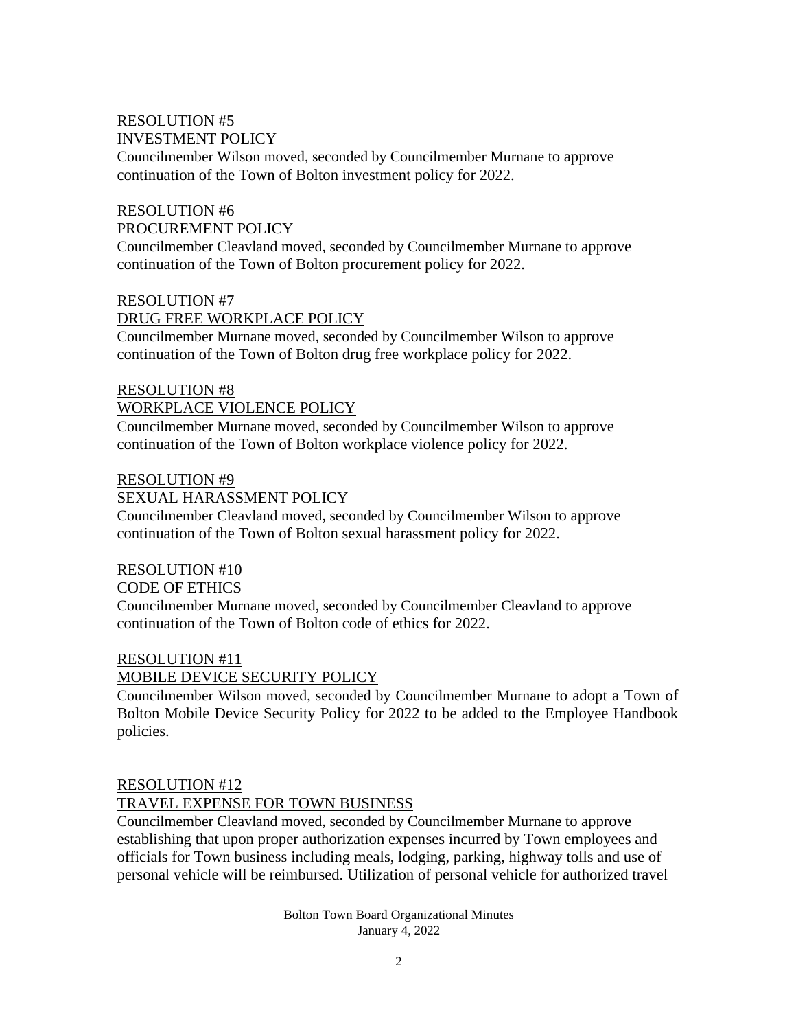RESOLUTION #5
INVESTMENT POLICY

Councilmember Wilson moved, seconded by Councilmember Murnane to approve continuation of the Town of Bolton investment policy for 2022.

RESOLUTION #6
PROCUREMENT POLICY

Councilmember Cleavland moved, seconded by Councilmember Murnane to approve continuation of the Town of Bolton procurement policy for 2022.

RESOLUTION #7
DRUG FREE WORKPLACE POLICY

Councilmember Murnane moved, seconded by Councilmember Wilson to approve continuation of the Town of Bolton drug free workplace policy for 2022.

RESOLUTION #8
WORKPLACE VIOLENCE POLICY

Councilmember Murnane moved, seconded by Councilmember Wilson to approve continuation of the Town of Bolton workplace violence policy for 2022.

RESOLUTION #9
SEXUAL HARASSMENT POLICY

Councilmember Cleavland moved, seconded by Councilmember Wilson to approve continuation of the Town of Bolton sexual harassment policy for 2022.

RESOLUTION #10
CODE OF ETHICS

Councilmember Murnane moved, seconded by Councilmember Cleavland to approve continuation of the Town of Bolton code of ethics for 2022.

RESOLUTION #11
MOBILE DEVICE SECURITY POLICY

Councilmember Wilson moved, seconded by Councilmember Murnane to adopt a Town of Bolton Mobile Device Security Policy for 2022 to be added to the Employee Handbook policies.

RESOLUTION #12
TRAVEL EXPENSE FOR TOWN BUSINESS

Councilmember Cleavland moved, seconded by Councilmember Murnane to approve establishing that upon proper authorization expenses incurred by Town employees and officials for Town business including meals, lodging, parking, highway tolls and use of personal vehicle will be reimbursed. Utilization of personal vehicle for authorized travel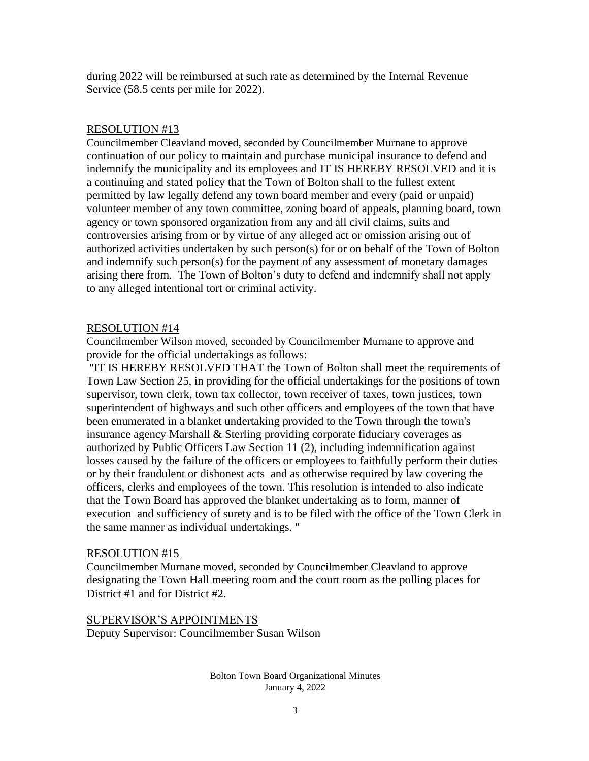during 2022 will be reimbursed at such rate as determined by the Internal Revenue Service (58.5 cents per mile for 2022).

RESOLUTION #13

Councilmember Cleavland moved, seconded by Councilmember Murnane to approve continuation of our policy to maintain and purchase municipal insurance to defend and indemnify the municipality and its employees and IT IS HEREBY RESOLVED and it is a continuing and stated policy that the Town of Bolton shall to the fullest extent permitted by law legally defend any town board member and every (paid or unpaid) volunteer member of any town committee, zoning board of appeals, planning board, town agency or town sponsored organization from any and all civil claims, suits and controversies arising from or by virtue of any alleged act or omission arising out of authorized activities undertaken by such person(s) for or on behalf of the Town of Bolton and indemnify such person(s) for the payment of any assessment of monetary damages arising there from. The Town of Bolton's duty to defend and indemnify shall not apply to any alleged intentional tort or criminal activity.

RESOLUTION #14

Councilmember Wilson moved, seconded by Councilmember Murnane to approve and provide for the official undertakings as follows:

"IT IS HEREBY RESOLVED THAT the Town of Bolton shall meet the requirements of Town Law Section 25, in providing for the official undertakings for the positions of town supervisor, town clerk, town tax collector, town receiver of taxes, town justices, town superintendent of highways and such other officers and employees of the town that have been enumerated in a blanket undertaking provided to the Town through the town's insurance agency Marshall & Sterling providing corporate fiduciary coverages as authorized by Public Officers Law Section 11 (2), including indemnification against losses caused by the failure of the officers or employees to faithfully perform their duties or by their fraudulent or dishonest acts and as otherwise required by law covering the officers, clerks and employees of the town. This resolution is intended to also indicate that the Town Board has approved the blanket undertaking as to form, manner of execution and sufficiency of surety and is to be filed with the office of the Town Clerk in the same manner as individual undertakings. "

RESOLUTION #15

Councilmember Murnane moved, seconded by Councilmember Cleavland to approve designating the Town Hall meeting room and the court room as the polling places for District #1 and for District #2.

SUPERVISOR'S APPOINTMENTS

Deputy Supervisor: Councilmember Susan Wilson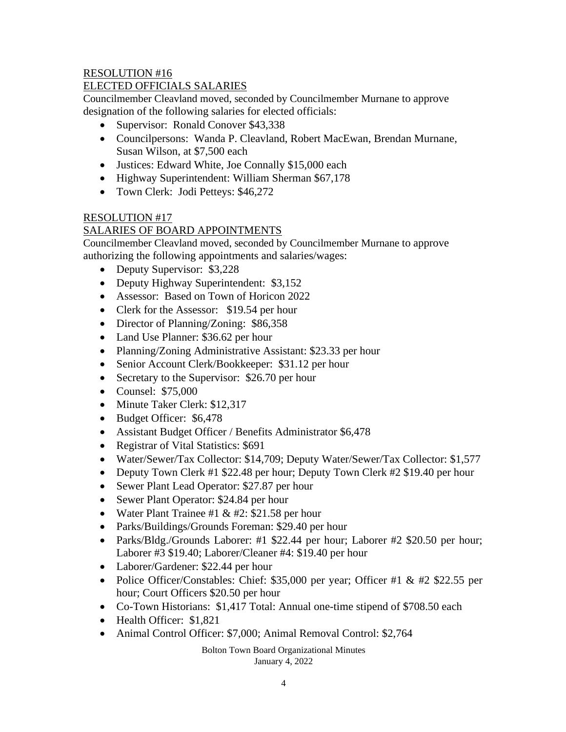RESOLUTION #16

ELECTED OFFICIALS SALARIES

Councilmember Cleavland moved, seconded by Councilmember Murnane to approve designation of the following salaries for elected officials:

- Supervisor: Ronald Conover $43,338
- Councilpersons: Wanda P. Cleavland, Robert MacEwan, Brendan Murnane, Susan Wilson, at $7,500 each
- Justices: Edward White, Joe Connally $15,000 each
- Highway Superintendent: William Sherman $67,178
- Town Clerk: Jodi Petteys: $46,272

RESOLUTION #17

SALARIES OF BOARD APPOINTMENTS

Councilmember Cleavland moved, seconded by Councilmember Murnane to approve authorizing the following appointments and salaries/wages:

- Deputy Supervisor: $3,228
- Deputy Highway Superintendent: $3,152
- Assessor: Based on Town of Horicon 2022
- Clerk for the Assessor: $19.54 per hour
- Director of Planning/Zoning: $86,358
- Land Use Planner: $36.62 per hour
- Planning/Zoning Administrative Assistant: $23.33 per hour
- Senior Account Clerk/Bookkeeper: $31.12 per hour
- Secretary to the Supervisor: $26.70 per hour
- Counsel: $75,000
- Minute Taker Clerk: $12,317
- Budget Officer: $6,478
- Assistant Budget Officer / Benefits Administrator $6,478
- Registrar of Vital Statistics: $691
- Water/Sewer/Tax Collector: $14,709; Deputy Water/Sewer/Tax Collector: $1,577
- Deputy Town Clerk #1 $22.48 per hour; Deputy Town Clerk #2 $19.40 per hour
- Sewer Plant Lead Operator: $27.87 per hour
- Sewer Plant Operator: $24.84 per hour
- Water Plant Trainee #1 & #2: $21.58 per hour
- Parks/Buildings/Grounds Foreman: $29.40 per hour
- Parks/Bldg./Grounds Laborer: #1 $22.44 per hour; Laborer #2 $20.50 per hour; Laborer #3 $19.40; Laborer/Cleaner #4: $19.40 per hour
- Laborer/Gardener: $22.44 per hour
- Police Officer/Constables: Chief: $35,000 per year; Officer #1 & #2 $22.55 per hour; Court Officers $20.50 per hour
- Co-Town Historians: $1,417 Total: Annual one-time stipend of $708.50 each
- Health Officer: $1,821
- Animal Control Officer: $7,000; Animal Removal Control: $2,764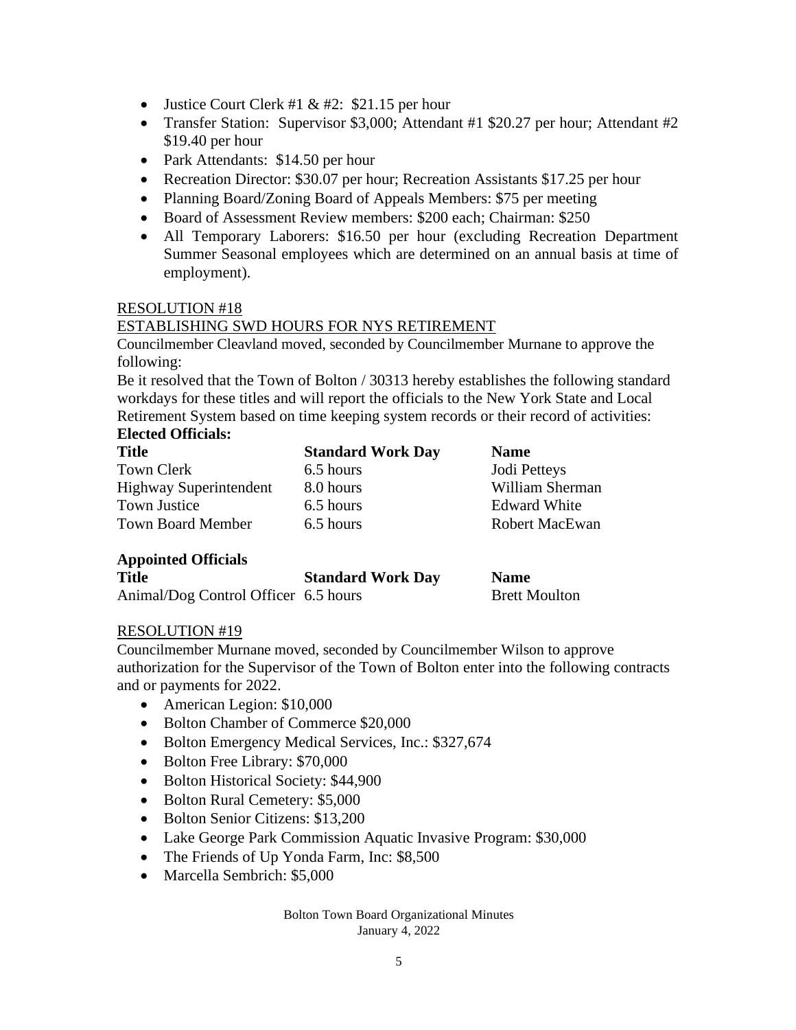- Justice Court Clerk #1 & #2: $21.15 per hour
- Transfer Station: Supervisor $3,000; Attendant #1 $20.27 per hour; Attendant #2 $19.40 per hour
- Park Attendants: $14.50 per hour
- Recreation Director: $30.07 per hour; Recreation Assistants $17.25 per hour
- Planning Board/Zoning Board of Appeals Members: $75 per meeting
- Board of Assessment Review members: $200 each; Chairman: $250
- All Temporary Laborers: $16.50 per hour (excluding Recreation Department Summer Seasonal employees which are determined on an annual basis at time of employment).

RESOLUTION #18

ESTABLISHING SWD HOURS FOR NYS RETIREMENT

Councilmember Cleavland moved, seconded by Councilmember Murnane to approve the following:

Be it resolved that the Town of Bolton / 30313 hereby establishes the following standard workdays for these titles and will report the officials to the New York State and Local Retirement System based on time keeping system records or their record of activities:

**Elected Officials:**

| Title | Standard Work Day | Name |
|---|---|---|
| Town Clerk | 6.5 hours | Jodi Petteys |
| Highway Superintendent | 8.0 hours | William Sherman |
| Town Justice | 6.5 hours | Edward White |
| Town Board Member | 6.5 hours | Robert MacEwan |

**Appointed Officials**

| Title | Standard Work Day | Name |
|---|---|---|
| Animal/Dog Control Officer | 6.5 hours | Brett Moulton |

RESOLUTION #19

Councilmember Murnane moved, seconded by Councilmember Wilson to approve authorization for the Supervisor of the Town of Bolton enter into the following contracts and or payments for 2022.

- American Legion: $10,000
- Bolton Chamber of Commerce $20,000
- Bolton Emergency Medical Services, Inc.: $327,674
- Bolton Free Library: $70,000
- Bolton Historical Society: $44,900
- Bolton Rural Cemetery: $5,000
- Bolton Senior Citizens: $13,200
- Lake George Park Commission Aquatic Invasive Program: $30,000
- The Friends of Up Yonda Farm, Inc: $8,500
- Marcella Sembrich: $5,000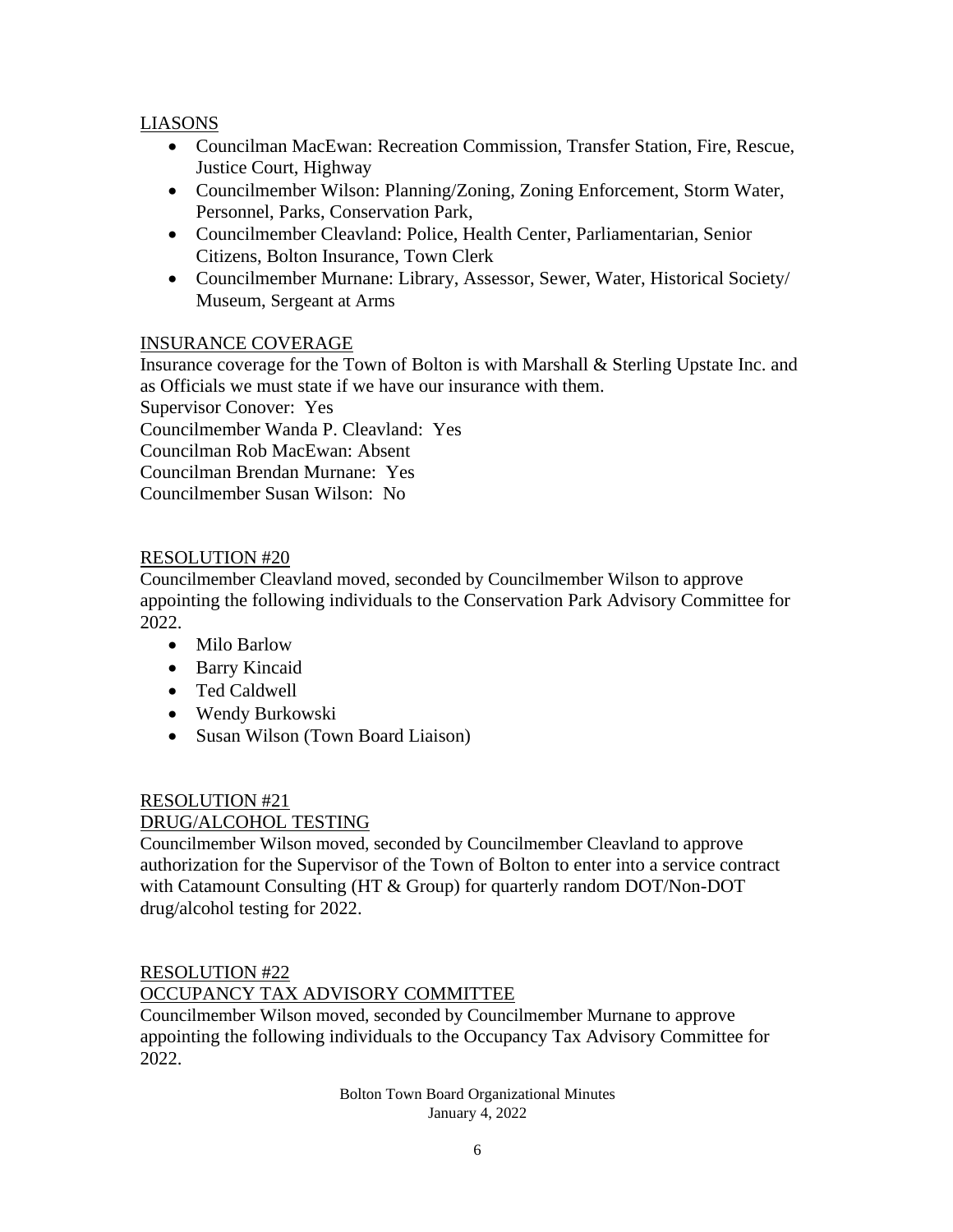LIASONS

- Councilman MacEwan: Recreation Commission, Transfer Station, Fire, Rescue, Justice Court, Highway
- Councilmember Wilson: Planning/Zoning, Zoning Enforcement, Storm Water, Personnel, Parks, Conservation Park,
- Councilmember Cleavland: Police, Health Center, Parliamentarian, Senior Citizens, Bolton Insurance, Town Clerk
- Councilmember Murnane: Library, Assessor, Sewer, Water, Historical Society/ Museum, Sergeant at Arms

INSURANCE COVERAGE

Insurance coverage for the Town of Bolton is with Marshall & Sterling Upstate Inc. and as Officials we must state if we have our insurance with them.
Supervisor Conover: Yes
Councilmember Wanda P. Cleavland: Yes
Councilman Rob MacEwan: Absent
Councilman Brendan Murnane: Yes
Councilmember Susan Wilson: No

RESOLUTION #20

Councilmember Cleavland moved, seconded by Councilmember Wilson to approve appointing the following individuals to the Conservation Park Advisory Committee for 2022.

- Milo Barlow
- Barry Kincaid
- Ted Caldwell
- Wendy Burkowski
- Susan Wilson (Town Board Liaison)

RESOLUTION #21
DRUG/ALCOHOL TESTING

Councilmember Wilson moved, seconded by Councilmember Cleavland to approve authorization for the Supervisor of the Town of Bolton to enter into a service contract with Catamount Consulting (HT & Group) for quarterly random DOT/Non-DOT drug/alcohol testing for 2022.

RESOLUTION #22
OCCUPANCY TAX ADVISORY COMMITTEE

Councilmember Wilson moved, seconded by Councilmember Murnane to approve appointing the following individuals to the Occupancy Tax Advisory Committee for 2022.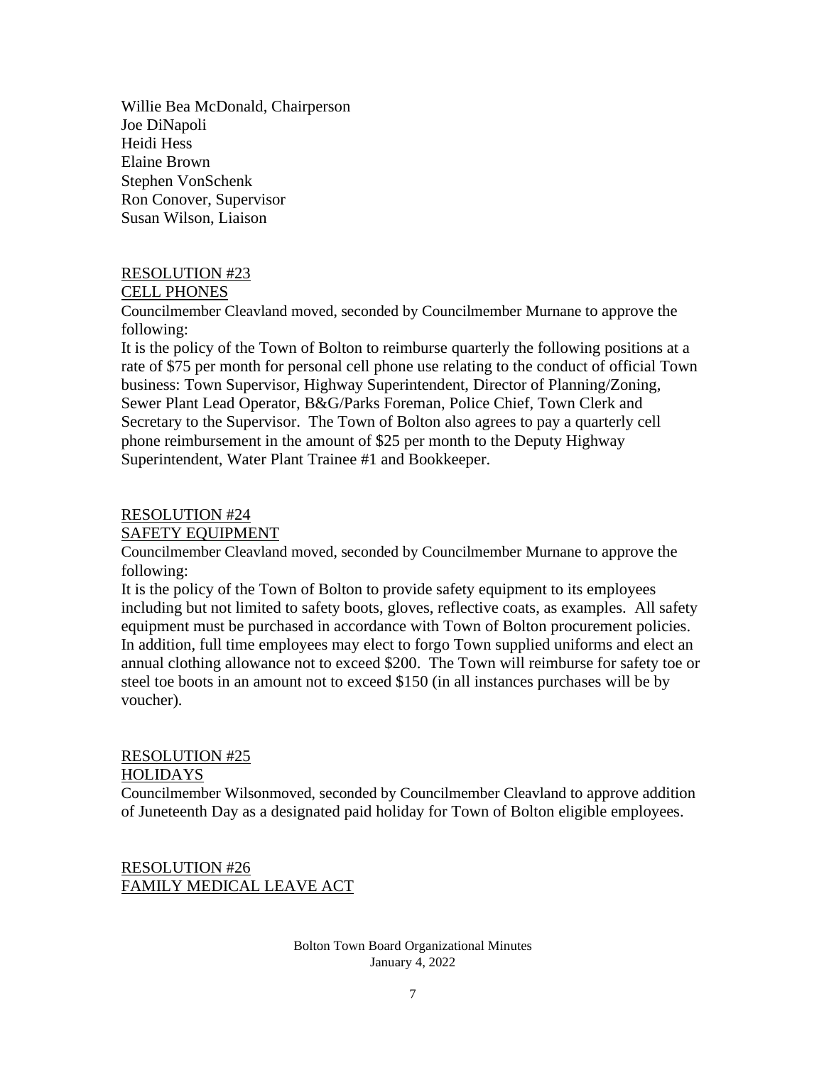Willie Bea McDonald, Chairperson
Joe DiNapoli
Heidi Hess
Elaine Brown
Stephen VonSchenk
Ron Conover, Supervisor
Susan Wilson, Liaison

RESOLUTION #23
CELL PHONES

Councilmember Cleavland moved, seconded by Councilmember Murnane to approve the following:

It is the policy of the Town of Bolton to reimburse quarterly the following positions at a rate of $75 per month for personal cell phone use relating to the conduct of official Town business: Town Supervisor, Highway Superintendent, Director of Planning/Zoning, Sewer Plant Lead Operator, B&G/Parks Foreman, Police Chief, Town Clerk and Secretary to the Supervisor. The Town of Bolton also agrees to pay a quarterly cell phone reimbursement in the amount of $25 per month to the Deputy Highway Superintendent, Water Plant Trainee #1 and Bookkeeper.

RESOLUTION #24
SAFETY EQUIPMENT

Councilmember Cleavland moved, seconded by Councilmember Murnane to approve the following:

It is the policy of the Town of Bolton to provide safety equipment to its employees including but not limited to safety boots, gloves, reflective coats, as examples. All safety equipment must be purchased in accordance with Town of Bolton procurement policies. In addition, full time employees may elect to forgo Town supplied uniforms and elect an annual clothing allowance not to exceed $200. The Town will reimburse for safety toe or steel toe boots in an amount not to exceed $150 (in all instances purchases will be by voucher).

RESOLUTION #25
HOLIDAYS

Councilmember Wilsonmoved, seconded by Councilmember Cleavland to approve addition of Juneteenth Day as a designated paid holiday for Town of Bolton eligible employees.

RESOLUTION #26
FAMILY MEDICAL LEAVE ACT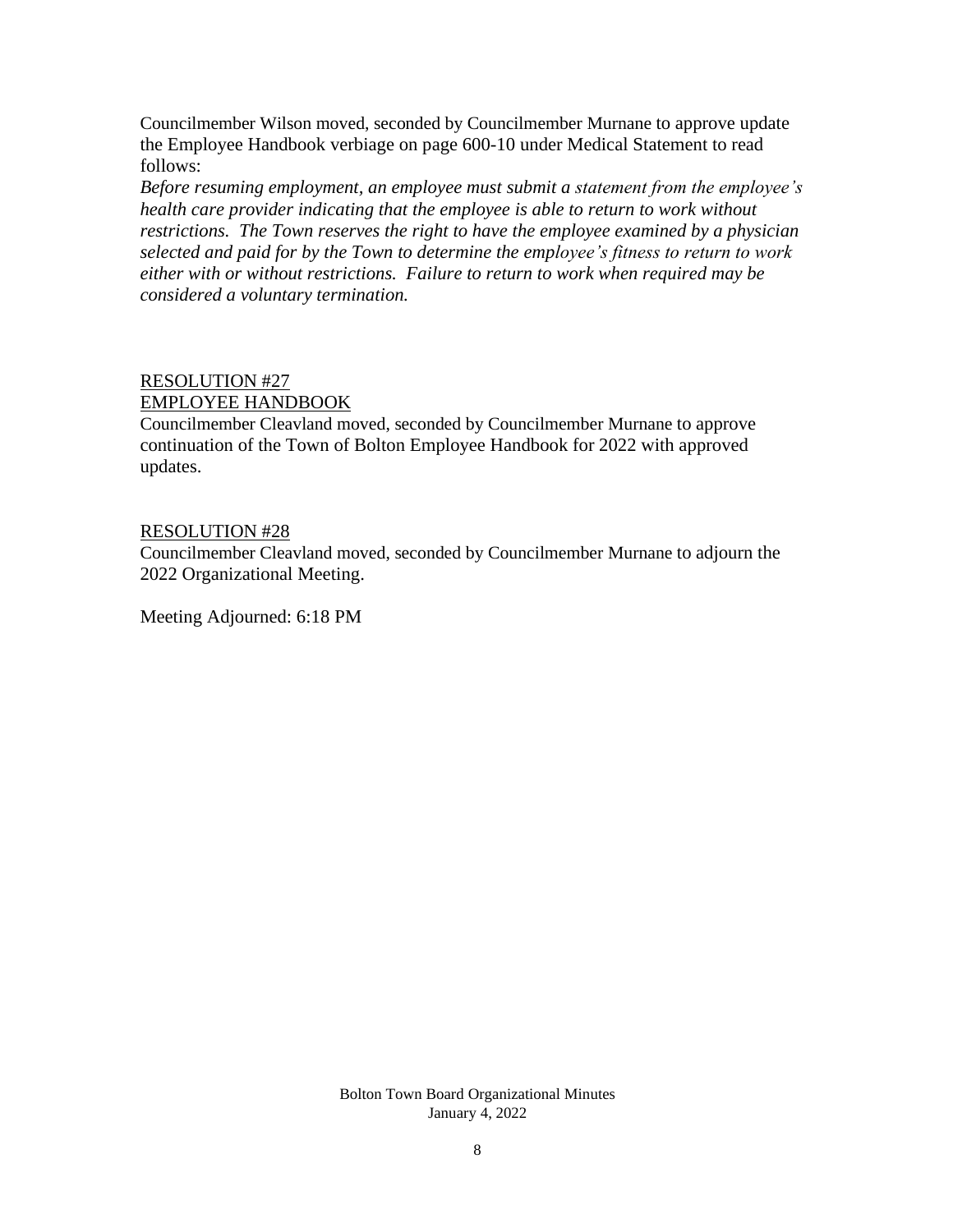Councilmember Wilson moved, seconded by Councilmember Murnane to approve update the Employee Handbook verbiage on page 600-10 under Medical Statement to read follows:

*Before resuming employment, an employee must submit a statement from the employee's health care provider indicating that the employee is able to return to work without restrictions. The Town reserves the right to have the employee examined by a physician selected and paid for by the Town to determine the employee's fitness to return to work either with or without restrictions. Failure to return to work when required may be considered a voluntary termination.*

<u>RESOLUTION #27</u>
<u>EMPLOYEE HANDBOOK</u>

Councilmember Cleavland moved, seconded by Councilmember Murnane to approve continuation of the Town of Bolton Employee Handbook for 2022 with approved updates.

<u>RESOLUTION #28</u>

Councilmember Cleavland moved, seconded by Councilmember Murnane to adjourn the 2022 Organizational Meeting.

Meeting Adjourned: 6:18 PM